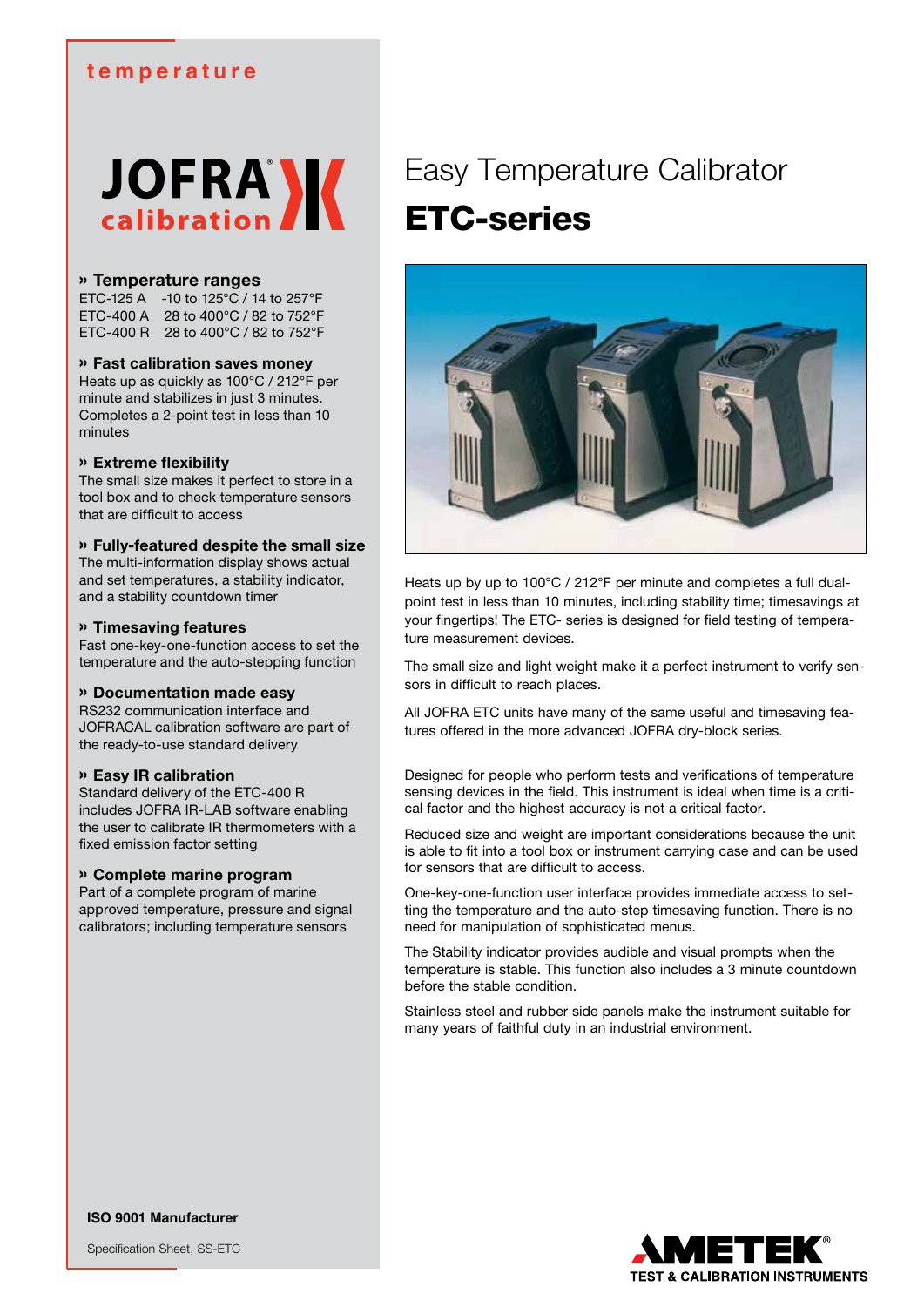temperature

JOFRA calibration

# Easy Temperature Calibrator

# ETC-series

### » Temperature ranges

ETC-125 A -10 to 125°C / 14 to 257°F
ETC-400 A 28 to 400°C / 82 to 752°F
ETC-400 R 28 to 400°C / 82 to 752°F

### » Fast calibration saves money

Heats up as quickly as 100°C / 212°F per minute and stabilizes in just 3 minutes. Completes a 2-point test in less than 10 minutes

### » Extreme flexibility

The small size makes it perfect to store in a tool box and to check temperature sensors that are difficult to access

### » Fully-featured despite the small size

The multi-information display shows actual and set temperatures, a stability indicator, and a stability countdown timer

### » Timesaving features

Fast one-key-one-function access to set the temperature and the auto-stepping function

### » Documentation made easy

RS232 communication interface and JOFRACAL calibration software are part of the ready-to-use standard delivery

### » Easy IR calibration

Standard delivery of the ETC-400 R includes JOFRA IR-LAB software enabling the user to calibrate IR thermometers with a fixed emission factor setting

### » Complete marine program

Part of a complete program of marine approved temperature, pressure and signal calibrators; including temperature sensors

Heats up by up to 100°C / 212°F per minute and completes a full dual-point test in less than 10 minutes, including stability time; timesavings at your fingertips! The ETC- series is designed for field testing of temperature measurement devices.

The small size and light weight make it a perfect instrument to verify sensors in difficult to reach places.

All JOFRA ETC units have many of the same useful and timesaving features offered in the more advanced JOFRA dry-block series.

Designed for people who perform tests and verifications of temperature sensing devices in the field. This instrument is ideal when time is a critical factor and the highest accuracy is not a critical factor.

Reduced size and weight are important considerations because the unit is able to fit into a tool box or instrument carrying case and can be used for sensors that are difficult to access.

One-key-one-function user interface provides immediate access to setting the temperature and the auto-step timesaving function. There is no need for manipulation of sophisticated menus.

The Stability indicator provides audible and visual prompts when the temperature is stable. This function also includes a 3 minute countdown before the stable condition.

Stainless steel and rubber side panels make the instrument suitable for many years of faithful duty in an industrial environment.

**ISO 9001 Manufacturer**

Specification Sheet, SS-ETC

AMETEK® TEST & CALIBRATION INSTRUMENTS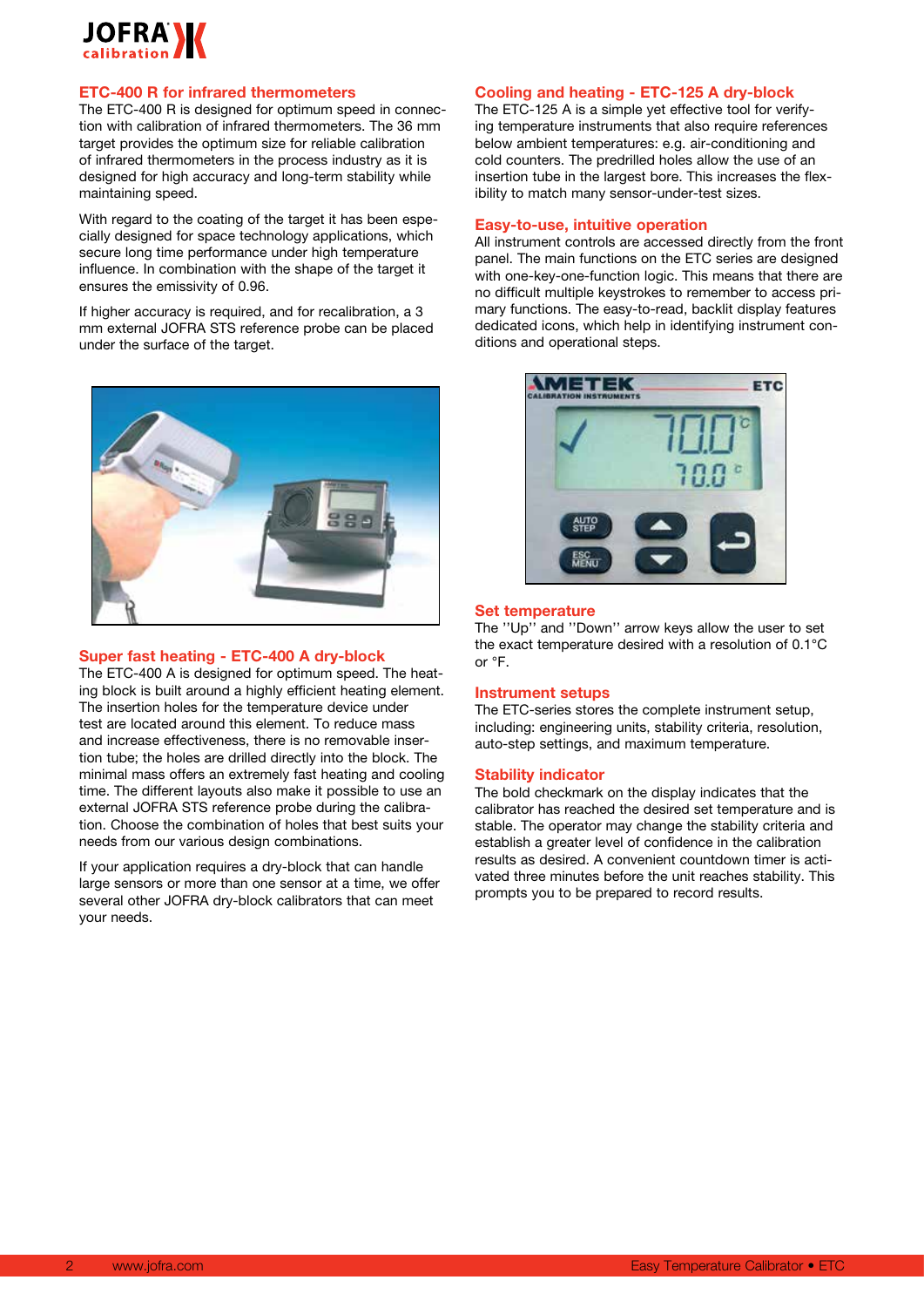## ETC-400 R for infrared thermometers

The ETC-400 R is designed for optimum speed in connection with calibration of infrared thermometers. The 36 mm target provides the optimum size for reliable calibration of infrared thermometers in the process industry as it is designed for high accuracy and long-term stability while maintaining speed.

With regard to the coating of the target it has been especially designed for space technology applications, which secure long time performance under high temperature influence. In combination with the shape of the target it ensures the emissivity of 0.96.

If higher accuracy is required, and for recalibration, a 3 mm external JOFRA STS reference probe can be placed under the surface of the target.

## Super fast heating - ETC-400 A dry-block

The ETC-400 A is designed for optimum speed. The heating block is built around a highly efficient heating element. The insertion holes for the temperature device under test are located around this element. To reduce mass and increase effectiveness, there is no removable insertion tube; the holes are drilled directly into the block. The minimal mass offers an extremely fast heating and cooling time. The different layouts also make it possible to use an external JOFRA STS reference probe during the calibration. Choose the combination of holes that best suits your needs from our various design combinations.

If your application requires a dry-block that can handle large sensors or more than one sensor at a time, we offer several other JOFRA dry-block calibrators that can meet your needs.

## Cooling and heating - ETC-125 A dry-block

The ETC-125 A is a simple yet effective tool for verifying temperature instruments that also require references below ambient temperatures: e.g. air-conditioning and cold counters. The predrilled holes allow the use of an insertion tube in the largest bore. This increases the flexibility to match many sensor-under-test sizes.

## Easy-to-use, intuitive operation

All instrument controls are accessed directly from the front panel. The main functions on the ETC series are designed with one-key-one-function logic. This means that there are no difficult multiple keystrokes to remember to access primary functions. The easy-to-read, backlit display features dedicated icons, which help in identifying instrument conditions and operational steps.

## Set temperature

The ''Up'' and ''Down'' arrow keys allow the user to set the exact temperature desired with a resolution of 0.1°C or °F.

## Instrument setups

The ETC-series stores the complete instrument setup, including: engineering units, stability criteria, resolution, auto-step settings, and maximum temperature.

## Stability indicator

The bold checkmark on the display indicates that the calibrator has reached the desired set temperature and is stable. The operator may change the stability criteria and establish a greater level of confidence in the calibration results as desired. A convenient countdown timer is activated three minutes before the unit reaches stability. This prompts you to be prepared to record results.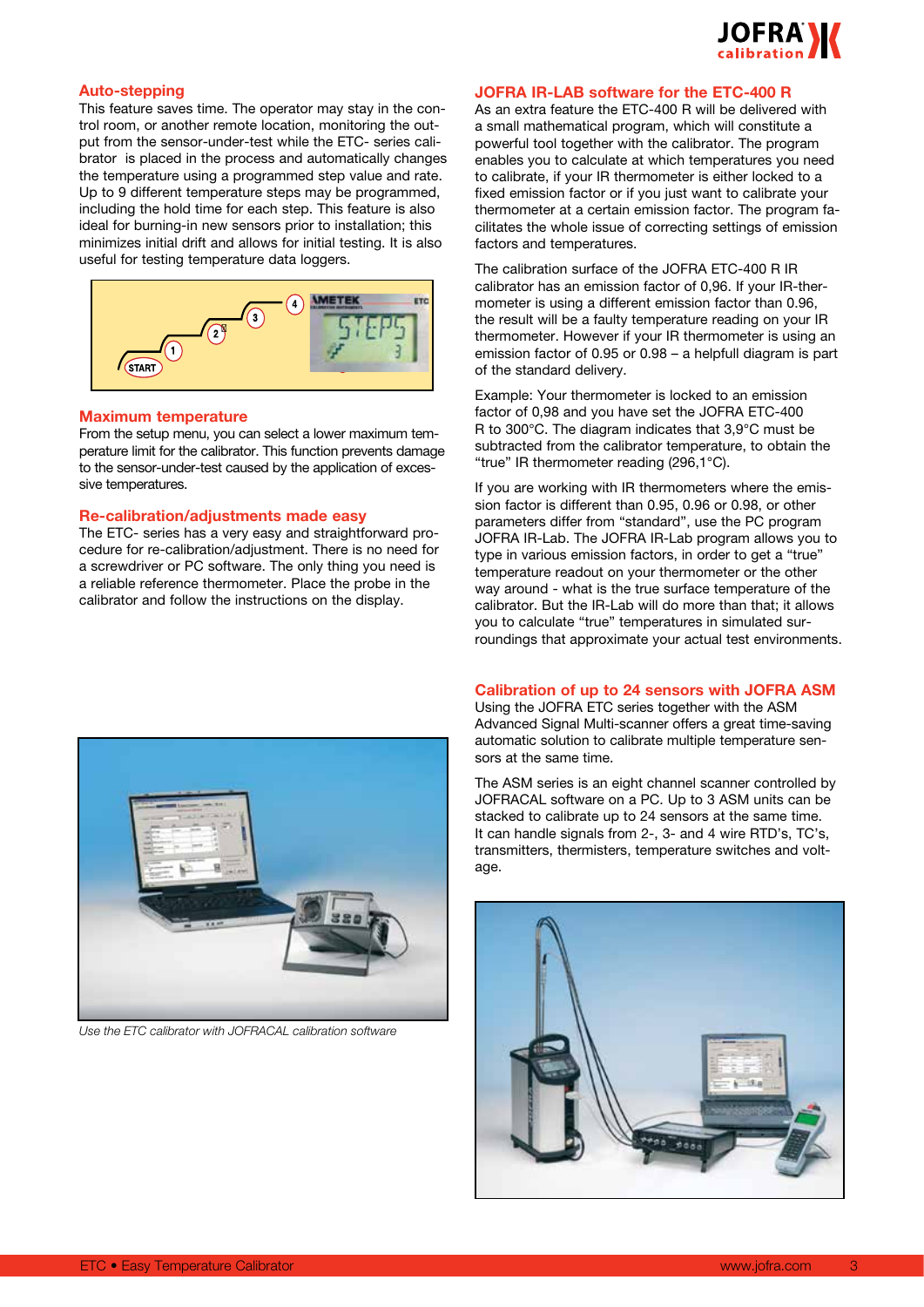## Auto-stepping

This feature saves time. The operator may stay in the control room, or another remote location, monitoring the output from the sensor-under-test while the ETC- series calibrator is placed in the process and automatically changes the temperature using a programmed step value and rate. Up to 9 different temperature steps may be programmed, including the hold time for each step. This feature is also ideal for burning-in new sensors prior to installation; this minimizes initial drift and allows for initial testing. It is also useful for testing temperature data loggers.

## Maximum temperature

From the setup menu, you can select a lower maximum temperature limit for the calibrator. This function prevents damage to the sensor-under-test caused by the application of excessive temperatures.

## Re-calibration/adjustments made easy

The ETC- series has a very easy and straightforward procedure for re-calibration/adjustment. There is no need for a screwdriver or PC software. The only thing you need is a reliable reference thermometer. Place the probe in the calibrator and follow the instructions on the display.

*Use the ETC calibrator with JOFRACAL calibration software*

## JOFRA IR-LAB software for the ETC-400 R

As an extra feature the ETC-400 R will be delivered with a small mathematical program, which will constitute a powerful tool together with the calibrator. The program enables you to calculate at which temperatures you need to calibrate, if your IR thermometer is either locked to a fixed emission factor or if you just want to calibrate your thermometer at a certain emission factor. The program facilitates the whole issue of correcting settings of emission factors and temperatures.

The calibration surface of the JOFRA ETC-400 R IR calibrator has an emission factor of 0,96. If your IR-thermometer is using a different emission factor than 0.96, the result will be a faulty temperature reading on your IR thermometer. However if your IR thermometer is using an emission factor of 0.95 or 0.98 – a helpfull diagram is part of the standard delivery.

Example: Your thermometer is locked to an emission factor of 0,98 and you have set the JOFRA ETC-400 R to 300°C. The diagram indicates that 3,9°C must be subtracted from the calibrator temperature, to obtain the "true" IR thermometer reading (296,1°C).

If you are working with IR thermometers where the emission factor is different than 0.95, 0.96 or 0.98, or other parameters differ from "standard", use the PC program JOFRA IR-Lab. The JOFRA IR-Lab program allows you to type in various emission factors, in order to get a "true" temperature readout on your thermometer or the other way around - what is the true surface temperature of the calibrator. But the IR-Lab will do more than that; it allows you to calculate "true" temperatures in simulated surroundings that approximate your actual test environments.

## Calibration of up to 24 sensors with JOFRA ASM

Using the JOFRA ETC series together with the ASM Advanced Signal Multi-scanner offers a great time-saving automatic solution to calibrate multiple temperature sensors at the same time.

The ASM series is an eight channel scanner controlled by JOFRACAL software on a PC. Up to 3 ASM units can be stacked to calibrate up to 24 sensors at the same time. It can handle signals from 2-, 3- and 4 wire RTD's, TC's, transmitters, thermisters, temperature switches and voltage.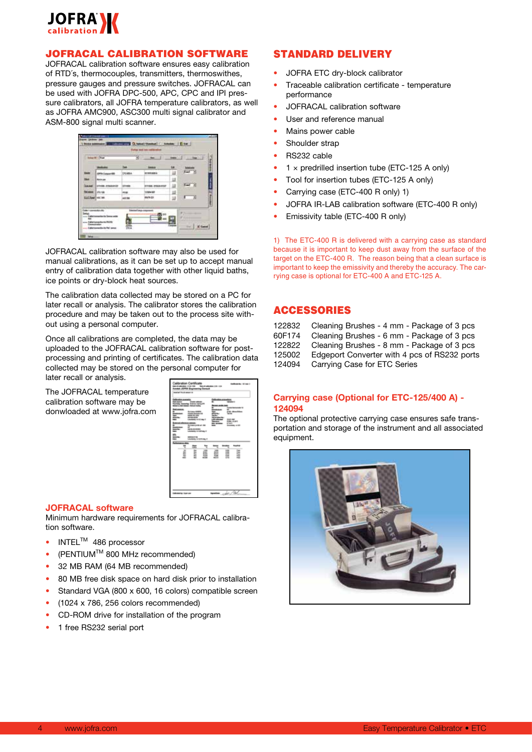## JOFRACAL CALIBRATION SOFTWARE

JOFRACAL calibration software ensures easy calibration of RTD´s, thermocouples, transmitters, thermoswithes, pressure gauges and pressure switches. JOFRACAL can be used with JOFRA DPC-500, APC, CPC and IPI pressure calibrators, all JOFRA temperature calibrators, as well as JOFRA AMC900, ASC300 multi signal calibrator and ASM-800 signal multi scanner.

JOFRACAL calibration software may also be used for manual calibrations, as it can be set up to accept manual entry of calibration data together with other liquid baths, ice points or dry-block heat sources.

The calibration data collected may be stored on a PC for later recall or analysis. The calibrator stores the calibration procedure and may be taken out to the process site without using a personal computer.

Once all calibrations are completed, the data may be uploaded to the JOFRACAL calibration software for post-processing and printing of certificates. The calibration data collected may be stored on the personal computer for later recall or analysis.

The JOFRACAL temperature calibration software may be donwloaded at www.jofra.com

### JOFRACAL software

Minimum hardware requirements for JOFRACAL calibration software.

- INTEL™ 486 processor
- (PENTIUM™ 800 MHz recommended)
- 32 MB RAM (64 MB recommended)
- 80 MB free disk space on hard disk prior to installation
- Standard VGA (800 x 600, 16 colors) compatible screen
- (1024 x 786, 256 colors recommended)
- CD-ROM drive for installation of the program
- 1 free RS232 serial port

## STANDARD DELIVERY

- JOFRA ETC dry-block calibrator
- Traceable calibration certificate - temperature performance
- JOFRACAL calibration software
- User and reference manual
- Mains power cable
- Shoulder strap
- RS232 cable
- 1 × predrilled insertion tube (ETC-125 A only)
- Tool for insertion tubes (ETC-125 A only)
- Carrying case (ETC-400 R only) 1)
- JOFRA IR-LAB calibration software (ETC-400 R only)
- Emissivity table (ETC-400 R only)

1) The ETC-400 R is delivered with a carrying case as standard because it is important to keep dust away from the surface of the target on the ETC-400 R. The reason being that a clean surface is important to keep the emissivity and thereby the accuracy. The carrying case is optional for ETC-400 A and ETC-125 A.

## ACCESSORIES

| | |
|---|---|
| 122832 | Cleaning Brushes - 4 mm - Package of 3 pcs |
| 60F174 | Cleaning Brushes - 6 mm - Package of 3 pcs |
| 122822 | Cleaning Brushes - 8 mm - Package of 3 pcs |
| 125002 | Edgeport Converter with 4 pcs of RS232 ports |
| 124094 | Carrying Case for ETC Series |

### Carrying case (Optional for ETC-125/400 A) - 124094

The optional protective carrying case ensures safe transportation and storage of the instrument and all associated equipment.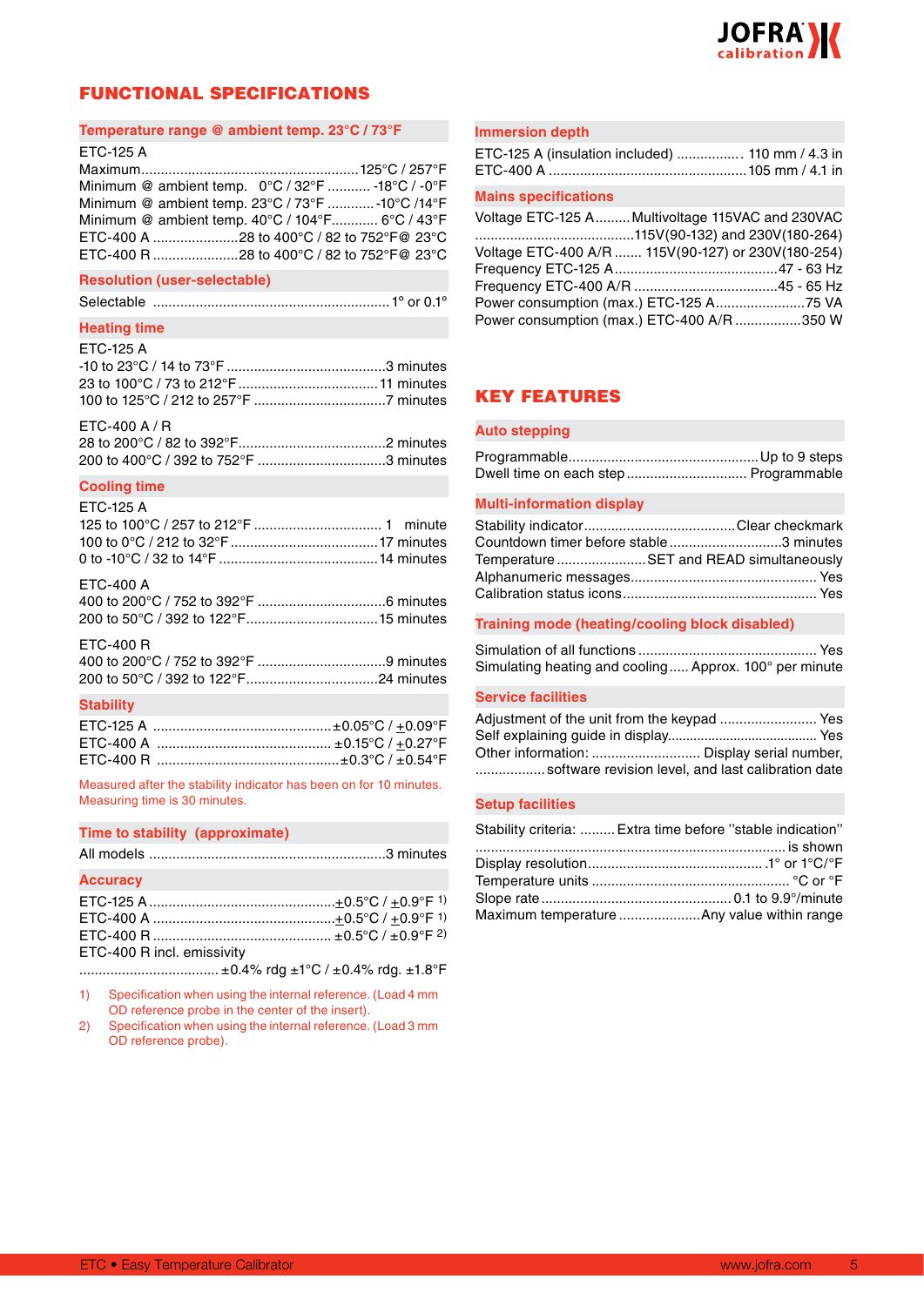# FUNCTIONAL SPECIFICATIONS

### Temperature range @ ambient temp. 23°C / 73°F

ETC-125 A
Maximum.......................................................125°C / 257°F
Minimum @ ambient temp. 0°C / 32°F ........... -18°C / -0°F
Minimum @ ambient temp. 23°C / 73°F ............ -10°C /14°F
Minimum @ ambient temp. 40°C / 104°F............ 6°C / 43°F
ETC-400 A ......................28 to 400°C / 82 to 752°F@ 23°C
ETC-400 R ......................28 to 400°C / 82 to 752°F@ 23°C

### Resolution (user-selectable)

Selectable ............................................................. 1° or 0.1°

### Heating time

ETC-125 A
-10 to 23°C / 14 to 73°F .........................................3 minutes
23 to 100°C / 73 to 212°F ....................................11 minutes
100 to 125°C / 212 to 257°F ..................................7 minutes

ETC-400 A / R
28 to 200°C / 82 to 392°F......................................2 minutes
200 to 400°C / 392 to 752°F .................................3 minutes

### Cooling time

ETC-125 A
125 to 100°C / 257 to 212°F ................................. 1 minute
100 to 0°C / 212 to 32°F ......................................17 minutes
0 to -10°C / 32 to 14°F .........................................14 minutes

ETC-400 A
400 to 200°C / 752 to 392°F .................................6 minutes
200 to 50°C / 392 to 122°F..................................15 minutes

ETC-400 R
400 to 200°C / 752 to 392°F .................................9 minutes
200 to 50°C / 392 to 122°F..................................24 minutes

### Stability

ETC-125 A ..............................................±0.05°C / ±0.09°F
ETC-400 A ............................................. ±0.15°C / ±0.27°F
ETC-400 R ................................................±0.3°C / ±0.54°F

Measured after the stability indicator has been on for 10 minutes. Measuring time is 30 minutes.

### Time to stability (approximate)

All models .............................................................3 minutes

### Accuracy

ETC-125 A ................................................±0.5°C / ±0.9°F [1]
ETC-400 A ...............................................±0.5°C / ±0.9°F [1]
ETC-400 R ............................................. ±0.5°C / ±0.9°F [2]
ETC-400 R incl. emissivity
.................................... ±0.4% rdg ±1°C / ±0.4% rdg. ±1.8°F

1) Specification when using the internal reference. (Load 4 mm OD reference probe in the center of the insert).
2) Specification when using the internal reference. (Load 3 mm OD reference probe).

### Immersion depth

ETC-125 A (insulation included) ................. 110 mm / 4.3 in
ETC-400 A ...................................................105 mm / 4.1 in

### Mains specifications

Voltage ETC-125 A.........Multivoltage 115VAC and 230VAC
.........................................115V(90-132) and 230V(180-264)
Voltage ETC-400 A/R ....... 115V(90-127) or 230V(180-254)
Frequency ETC-125 A..........................................47 - 63 Hz
Frequency ETC-400 A/R .....................................45 - 65 Hz
Power consumption (max.) ETC-125 A.......................75 VA
Power consumption (max.) ETC-400 A/R .................350 W

# KEY FEATURES

### Auto stepping

Programmable.................................................Up to 9 steps
Dwell time on each step ............................... Programmable

### Multi-information display

Stability indicator.......................................Clear checkmark
Countdown timer before stable .............................3 minutes
Temperature .......................SET and READ simultaneously
Alphanumeric messages................................................ Yes
Calibration status icons.................................................. Yes

### Training mode (heating/cooling block disabled)

Simulation of all functions .............................................. Yes
Simulating heating and cooling..... Approx. 100° per minute

### Service facilities

Adjustment of the unit from the keypad ......................... Yes
Self explaining guide in display........................................ Yes
Other information: ............................ Display serial number,
.................software revision level, and last calibration date

### Setup facilities

Stability criteria: ......... Extra time before "stable indication"
................................................................................ is shown
Display resolution............................................ .1° or 1°C/°F
Temperature units ................................................... °C or °F
Slope rate ................................................. 0.1 to 9.9°/minute
Maximum temperature .....................Any value within range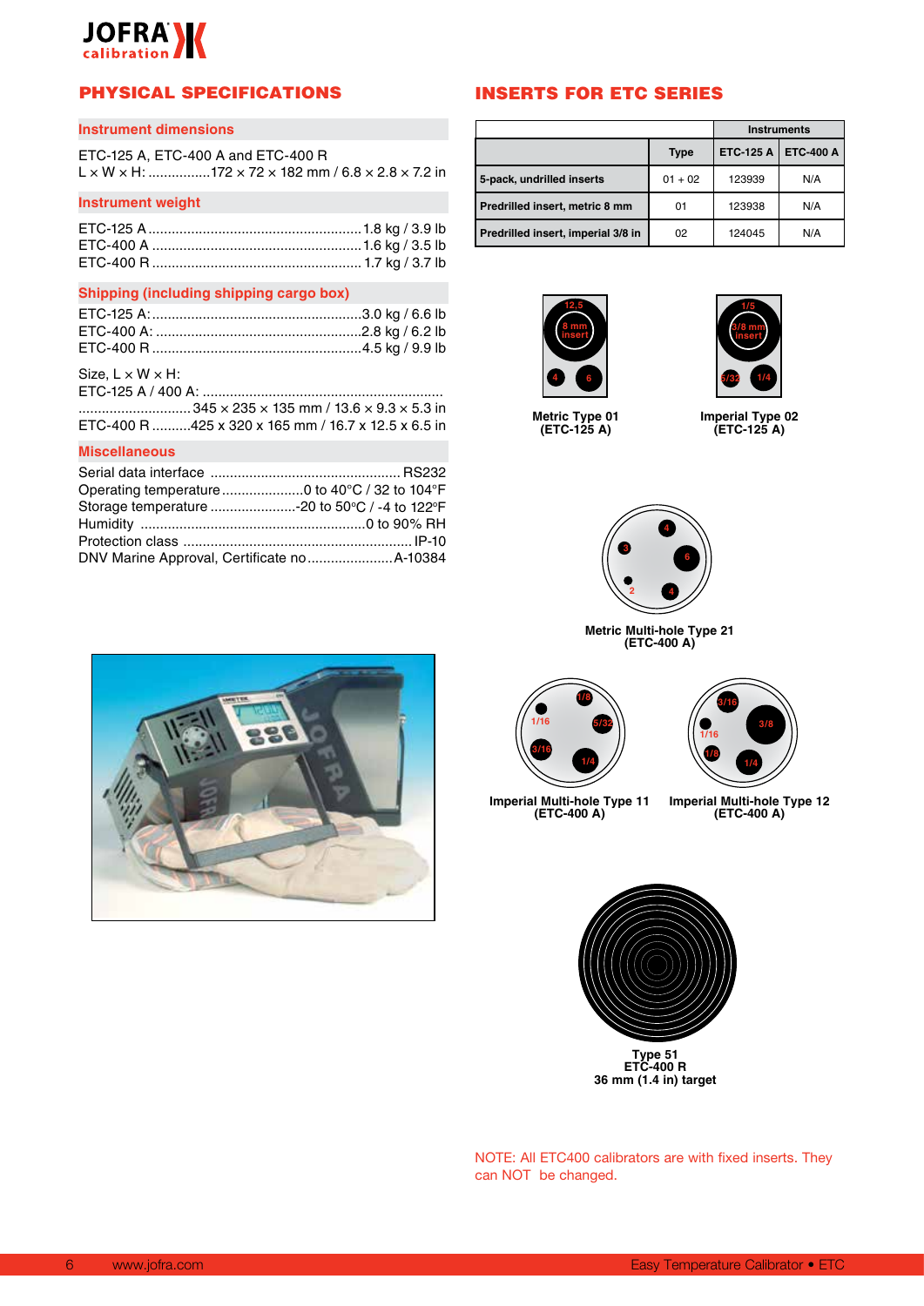## PHYSICAL SPECIFICATIONS

### Instrument dimensions

ETC-125 A, ETC-400 A and ETC-400 R
L × W × H: ................172 × 72 × 182 mm / 6.8 × 2.8 × 7.2 in

### Instrument weight

ETC-125 A ....................................................... 1.8 kg / 3.9 lb
ETC-400 A ...................................................... 1.6 kg / 3.5 lb
ETC-400 R ...................................................... 1.7 kg / 3.7 lb

### Shipping (including shipping cargo box)

ETC-125 A:......................................................3.0 kg / 6.6 lb
ETC-400 A: .....................................................2.8 kg / 6.2 lb
ETC-400 R ......................................................4.5 kg / 9.9 lb

Size, L × W × H:
ETC-125 A / 400 A: .............................................................
............................. 345 × 235 × 135 mm / 13.6 × 9.3 × 5.3 in
ETC-400 R ..........425 x 320 x 165 mm / 16.7 x 12.5 x 6.5 in

### Miscellaneous

Serial data interface .................................................. RS232
Operating temperature .....................0 to 40°C / 32 to 104°F
Storage temperature ......................-20 to 50°C / -4 to 122°F
Humidity .........................................................0 to 90% RH
Protection class ........................................................... IP-10
DNV Marine Approval, Certificate no......................A-10384

## INSERTS FOR ETC SERIES

| | | Instruments | |
|---|---|---|---|
| | Type | ETC-125 A | ETC-400 A |
| 5-pack, undrilled inserts | 01 + 02 | 123939 | N/A |
| Predrilled insert, metric 8 mm | 01 | 123938 | N/A |
| Predrilled insert, imperial 3/8 in | 02 | 124045 | N/A |

Metric Type 01 (ETC-125 A)

Imperial Type 02 (ETC-125 A)

Metric Multi-hole Type 21 (ETC-400 A)

Imperial Multi-hole Type 11 (ETC-400 A)

Imperial Multi-hole Type 12 (ETC-400 A)

Type 51
ETC-400 R
36 mm (1.4 in) target

NOTE: All ETC400 calibrators are with fixed inserts. They can NOT be changed.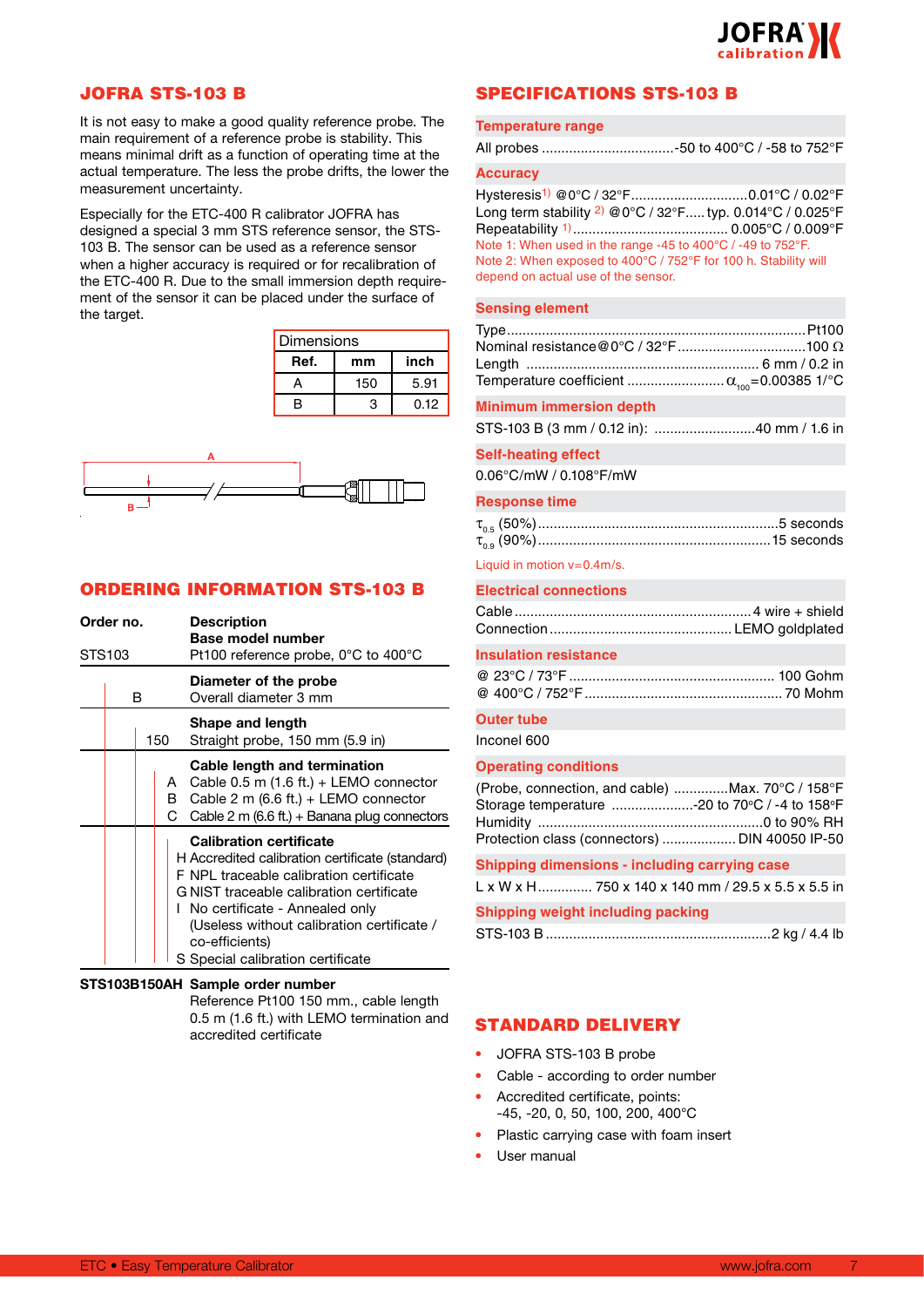## JOFRA STS-103 B

It is not easy to make a good quality reference probe. The main requirement of a reference probe is stability. This means minimal drift as a function of operating time at the actual temperature. The less the probe drifts, the lower the measurement uncertainty.

Especially for the ETC-400 R calibrator JOFRA has designed a special 3 mm STS reference sensor, the STS-103 B. The sensor can be used as a reference sensor when a higher accuracy is required or for recalibration of the ETC-400 R. Due to the small immersion depth requirement of the sensor it can be placed under the surface of the target.

| Dimensions | | |
|---|---|---|
| **Ref.** | **mm** | **inch** |
| A | 150 | 5.91 |
| B | 3 | 0.12 |

## ORDERING INFORMATION STS-103 B

| Order no. | Description |
|---|---|
| | **Base model number** |
| STS103 | Pt100 reference probe, 0°C to 400°C |
| | **Diameter of the probe** |
| B | Overall diameter 3 mm |
| | **Shape and length** |
| 150 | Straight probe, 150 mm (5.9 in) |
| | **Cable length and termination** |
| A | Cable 0.5 m (1.6 ft.) + LEMO connector |
| B | Cable 2 m (6.6 ft.) + LEMO connector |
| C | Cable 2 m (6.6 ft.) + Banana plug connectors |
| | **Calibration certificate** |
| H | Accredited calibration certificate (standard) |
| F | NPL traceable calibration certificate |
| G | NIST traceable calibration certificate |
| I | No certificate - Annealed only (Useless without calibration certificate / co-efficients) |
| S | Special calibration certificate |
| **STS103B150AH** | **Sample order number** Reference Pt100 150 mm., cable length 0.5 m (1.6 ft.) with LEMO termination and accredited certificate |

## SPECIFICATIONS STS-103 B

### Temperature range

All probes .................................. -50 to 400°C / -58 to 752°F

### Accuracy

Hysteresis[1] @0°C / 32°F .............................. 0.01°C / 0.02°F
Long term stability [2] @0°C / 32°F..... typ. 0.014°C / 0.025°F
Repeatability [1] ........................................ 0.005°C / 0.009°F

Note 1: When used in the range -45 to 400°C / -49 to 752°F.
Note 2: When exposed to 400°C / 752°F for 100 h. Stability will depend on actual use of the sensor.

### Sensing element

Type ........................................................................... Pt100
Nominal resistance @0°C / 32°F ................................ 100 Ω
Length ........................................................... 6 mm / 0.2 in
Temperature coefficient ......................... $\alpha_{100}$=0.00385 1/°C

### Minimum immersion depth

STS-103 B (3 mm / 0.12 in): .......................... 40 mm / 1.6 in

### Self-heating effect

0.06°C/mW / 0.108°F/mW

### Response time

$\tau_{0.5}$ (50%) ............................................................. 5 seconds
$\tau_{0.9}$ (90%) ............................................................. 15 seconds

Liquid in motion v=0.4m/s.

### Electrical connections

Cable ............................................................ 4 wire + shield
Connection .............................................. LEMO goldplated

### Insulation resistance

@ 23°C / 73°F .................................................... 100 Gohm
@ 400°C / 752°F .................................................. 70 Mohm

### Outer tube

Inconel 600

### Operating conditions

(Probe, connection, and cable) .............. Max. 70°C / 158°F
Storage temperature ..................... -20 to 70°C / -4 to 158°F
Humidity ......................................................... 0 to 90% RH
Protection class (connectors) .................. DIN 40050 IP-50

### Shipping dimensions - including carrying case

L x W x H ............. 750 x 140 x 140 mm / 29.5 x 5.5 x 5.5 in

### Shipping weight including packing

STS-103 B ......................................................... 2 kg / 4.4 lb

## STANDARD DELIVERY

- JOFRA STS-103 B probe
- Cable - according to order number
- Accredited certificate, points: -45, -20, 0, 50, 100, 200, 400°C
- Plastic carrying case with foam insert
- User manual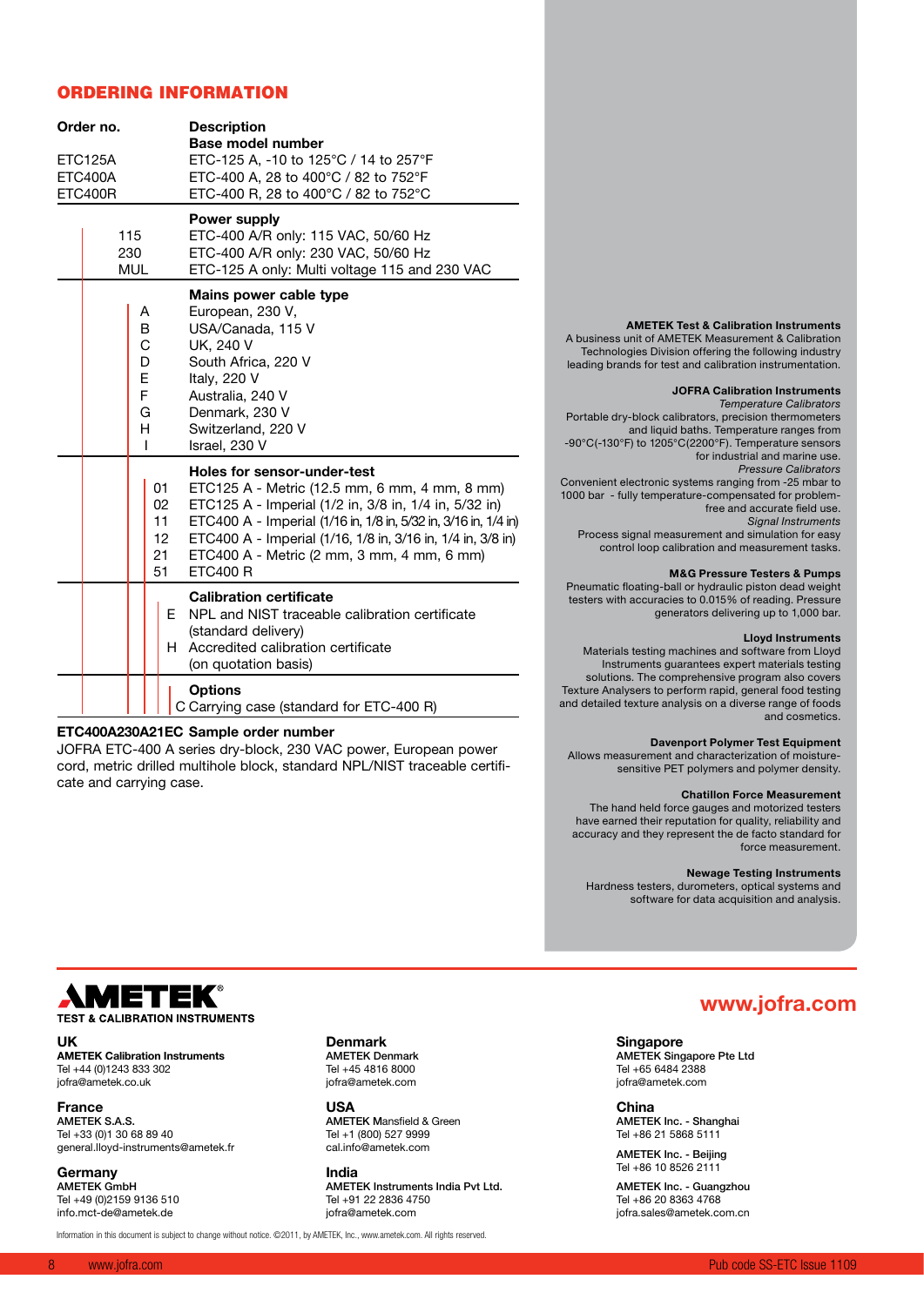## ORDERING INFORMATION

| Order no. | Description |
|---|---|
| | **Base model number** |
| ETC125A | ETC-125 A, -10 to 125°C / 14 to 257°F |
| ETC400A | ETC-400 A, 28 to 400°C / 82 to 752°F |
| ETC400R | ETC-400 R, 28 to 400°C / 82 to 752°C |
| | **Power supply** |
| 115 | ETC-400 A/R only: 115 VAC, 50/60 Hz |
| 230 | ETC-400 A/R only: 230 VAC, 50/60 Hz |
| MUL | ETC-125 A only: Multi voltage 115 and 230 VAC |
| | **Mains power cable type** |
| A | European, 230 V, |
| B | USA/Canada, 115 V |
| C | UK, 240 V |
| D | South Africa, 220 V |
| E | Italy, 220 V |
| F | Australia, 240 V |
| G | Denmark, 230 V |
| H | Switzerland, 220 V |
| I | Israel, 230 V |
| | **Holes for sensor-under-test** |
| 01 | ETC125 A - Metric (12.5 mm, 6 mm, 4 mm, 8 mm) |
| 02 | ETC125 A - Imperial (1/2 in, 3/8 in, 1/4 in, 5/32 in) |
| 11 | ETC400 A - Imperial (1/16 in, 1/8 in, 5/32 in, 3/16 in, 1/4 in) |
| 12 | ETC400 A - Imperial (1/16, 1/8 in, 3/16 in, 1/4 in, 3/8 in) |
| 21 | ETC400 A - Metric (2 mm, 3 mm, 4 mm, 6 mm) |
| 51 | ETC400 R |
| | **Calibration certificate** |
| E | NPL and NIST traceable calibration certificate (standard delivery) |
| H | Accredited calibration certificate (on quotation basis) |
| | **Options** |
| C | Carrying case (standard for ETC-400 R) |

**ETC400A230A21EC Sample order number**

JOFRA ETC-400 A series dry-block, 230 VAC power, European power cord, metric drilled multihole block, standard NPL/NIST traceable certificate and carrying case.

**AMETEK Test & Calibration Instruments**
A business unit of AMETEK Measurement & Calibration Technologies Division offering the following industry leading brands for test and calibration instrumentation.

**JOFRA Calibration Instruments**
*Temperature Calibrators*
Portable dry-block calibrators, precision thermometers and liquid baths. Temperature ranges from -90°C(-130°F) to 1205°C(2200°F). Temperature sensors for industrial and marine use.
*Pressure Calibrators*
Convenient electronic systems ranging from -25 mbar to 1000 bar - fully temperature-compensated for problem-free and accurate field use.
*Signal Instruments*
Process signal measurement and simulation for easy control loop calibration and measurement tasks.

**M&G Pressure Testers & Pumps**
Pneumatic floating-ball or hydraulic piston dead weight testers with accuracies to 0.015% of reading. Pressure generators delivering up to 1,000 bar.

**Lloyd Instruments**
Materials testing machines and software from Lloyd Instruments guarantees expert materials testing solutions. The comprehensive program also covers Texture Analysers to perform rapid, general food testing and detailed texture analysis on a diverse range of foods and cosmetics.

**Davenport Polymer Test Equipment**
Allows measurement and characterization of moisture-sensitive PET polymers and polymer density.

**Chatillon Force Measurement**
The hand held force gauges and motorized testers have earned their reputation for quality, reliability and accuracy and they represent the de facto standard for force measurement.

**Newage Testing Instruments**
Hardness testers, durometers, optical systems and software for data acquisition and analysis.

**AMETEK** TEST & CALIBRATION INSTRUMENTS

**www.jofra.com**

**UK**
**AMETEK Calibration Instruments**
Tel +44 (0)1243 833 302
jofra@ametek.co.uk

**France**
**AMETEK S.A.S.**
Tel +33 (0)1 30 68 89 40
general.lloyd-instruments@ametek.fr

**Germany**
**AMETEK GmbH**
Tel +49 (0)2159 9136 510
info.mct-de@ametek.de

**Denmark**
**AMETEK Denmark**
Tel +45 4816 8000
jofra@ametek.com

**USA**
**AMETEK Mansfield & Green**
Tel +1 (800) 527 9999
cal.info@ametek.com

**India**
**AMETEK Instruments India Pvt Ltd.**
Tel +91 22 2836 4750
jofra@ametek.com

**Singapore**
**AMETEK Singapore Pte Ltd**
Tel +65 6484 2388
jofra@ametek.com

**China**
**AMETEK Inc. - Shanghai**
Tel +86 21 5868 5111

**AMETEK Inc. - Beijing**
Tel +86 10 8526 2111

**AMETEK Inc. - Guangzhou**
Tel +86 20 8363 4768
jofra.sales@ametek.com.cn

Information in this document is subject to change without notice. ©2011, by AMETEK, Inc., www.ametek.com. All rights reserved.

Pub code SS-ETC Issue 1109